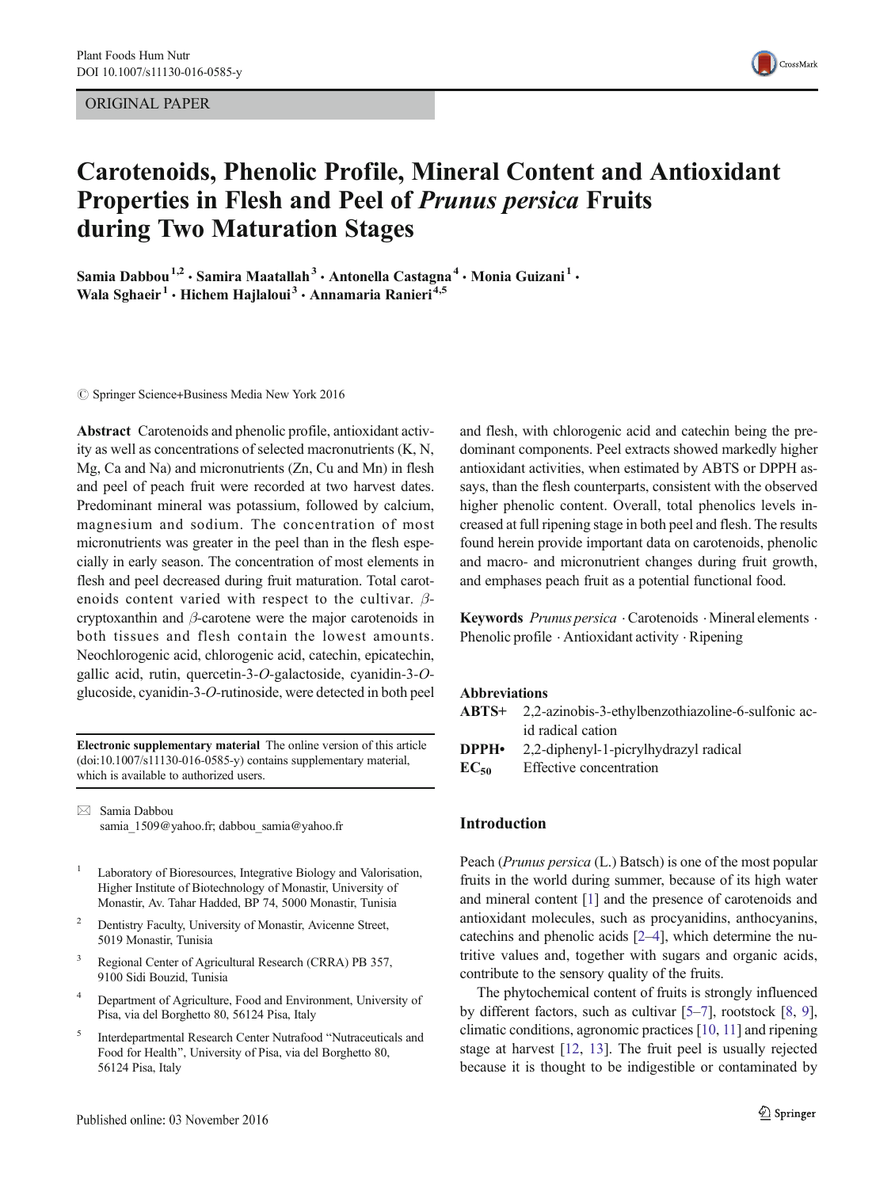ORIGINAL PAPER

# Carotenoids, Phenolic Profile, Mineral Content and Antioxidant Properties in Flesh and Peel of *Prunus persica* Fruits during Two Maturation Stages

**Samia Dabbou**[1,2] **· Samira Maatallah**[3] **· Antonella Castagna**[4] **· Monia Guizani**[1] **· Wala Sghaeir**[1] **· Hichem Hajlaloui**[3] **· Annamaria Ranieri**[4,5]

© Springer Science+Business Media New York 2016

**Abstract** Carotenoids and phenolic profile, antioxidant activity as well as concentrations of selected macronutrients (K, N, Mg, Ca and Na) and micronutrients (Zn, Cu and Mn) in flesh and peel of peach fruit were recorded at two harvest dates. Predominant mineral was potassium, followed by calcium, magnesium and sodium. The concentration of most micronutrients was greater in the peel than in the flesh especially in early season. The concentration of most elements in flesh and peel decreased during fruit maturation. Total carotenoids content varied with respect to the cultivar. *β*-cryptoxanthin and *β*-carotene were the major carotenoids in both tissues and flesh contain the lowest amounts. Neochlorogenic acid, chlorogenic acid, catechin, epicatechin, gallic acid, rutin, quercetin-3-*O*-galactoside, cyanidin-3-*O*-glucoside, cyanidin-3-*O*-rutinoside, were detected in both peel and flesh, with chlorogenic acid and catechin being the predominant components. Peel extracts showed markedly higher antioxidant activities, when estimated by ABTS or DPPH assays, than the flesh counterparts, consistent with the observed higher phenolic content. Overall, total phenolics levels increased at full ripening stage in both peel and flesh. The results found herein provide important data on carotenoids, phenolic and macro- and micronutrient changes during fruit growth, and emphases peach fruit as a potential functional food.

**Keywords** *Prunus persica* · Carotenoids · Mineral elements · Phenolic profile · Antioxidant activity · Ripening

**Abbreviations**

| | |
|---|---|
| **ABTS+** | 2,2-azinobis-3-ethylbenzothiazoline-6-sulfonic acid radical cation |
| **DPPH•** | 2,2-diphenyl-1-picrylhydrazyl radical |
| **$EC_{50}$** | Effective concentration |

**Electronic supplementary material** The online version of this article (doi:10.1007/s11130-016-0585-y) contains supplementary material, which is available to authorized users.

✉ Samia Dabbou
samia_1509@yahoo.fr; dabbou_samia@yahoo.fr

1 Laboratory of Bioresources, Integrative Biology and Valorisation, Higher Institute of Biotechnology of Monastir, University of Monastir, Av. Tahar Hadded, BP 74, 5000 Monastir, Tunisia

2 Dentistry Faculty, University of Monastir, Avicenne Street, 5019 Monastir, Tunisia

3 Regional Center of Agricultural Research (CRRA) PB 357, 9100 Sidi Bouzid, Tunisia

4 Department of Agriculture, Food and Environment, University of Pisa, via del Borghetto 80, 56124 Pisa, Italy

5 Interdepartmental Research Center Nutrafood "Nutraceuticals and Food for Health", University of Pisa, via del Borghetto 80, 56124 Pisa, Italy

## Introduction

Peach (*Prunus persica* (L.) Batsch) is one of the most popular fruits in the world during summer, because of its high water and mineral content [1] and the presence of carotenoids and antioxidant molecules, such as procyanidins, anthocyanins, catechins and phenolic acids [2–4], which determine the nutritive values and, together with sugars and organic acids, contribute to the sensory quality of the fruits.

The phytochemical content of fruits is strongly influenced by different factors, such as cultivar [5–7], rootstock [8, 9], climatic conditions, agronomic practices [10, 11] and ripening stage at harvest [12, 13]. The fruit peel is usually rejected because it is thought to be indigestible or contaminated by

Published online: 03 November 2016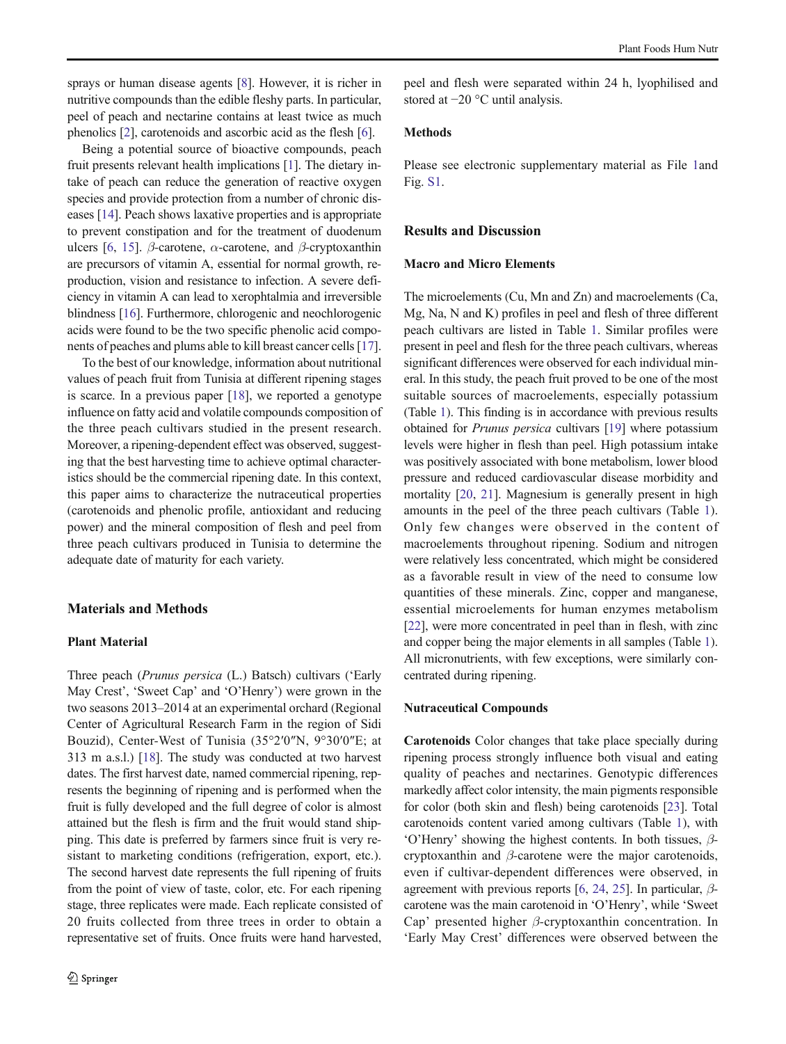sprays or human disease agents [8]. However, it is richer in nutritive compounds than the edible fleshy parts. In particular, peel of peach and nectarine contains at least twice as much phenolics [2], carotenoids and ascorbic acid as the flesh [6].

Being a potential source of bioactive compounds, peach fruit presents relevant health implications [1]. The dietary intake of peach can reduce the generation of reactive oxygen species and provide protection from a number of chronic diseases [14]. Peach shows laxative properties and is appropriate to prevent constipation and for the treatment of duodenum ulcers [6, 15]. β-carotene, α-carotene, and β-cryptoxanthin are precursors of vitamin A, essential for normal growth, reproduction, vision and resistance to infection. A severe deficiency in vitamin A can lead to xerophtalmia and irreversible blindness [16]. Furthermore, chlorogenic and neochlorogenic acids were found to be the two specific phenolic acid components of peaches and plums able to kill breast cancer cells [17].

To the best of our knowledge, information about nutritional values of peach fruit from Tunisia at different ripening stages is scarce. In a previous paper [18], we reported a genotype influence on fatty acid and volatile compounds composition of the three peach cultivars studied in the present research. Moreover, a ripening-dependent effect was observed, suggesting that the best harvesting time to achieve optimal characteristics should be the commercial ripening date. In this context, this paper aims to characterize the nutraceutical properties (carotenoids and phenolic profile, antioxidant and reducing power) and the mineral composition of flesh and peel from three peach cultivars produced in Tunisia to determine the adequate date of maturity for each variety.

## Materials and Methods

### Plant Material

Three peach (*Prunus persica* (L.) Batsch) cultivars ('Early May Crest', 'Sweet Cap' and 'O'Henry') were grown in the two seasons 2013–2014 at an experimental orchard (Regional Center of Agricultural Research Farm in the region of Sidi Bouzid), Center-West of Tunisia (35°2′0″N, 9°30′0″E; at 313 m a.s.l.) [18]. The study was conducted at two harvest dates. The first harvest date, named commercial ripening, represents the beginning of ripening and is performed when the fruit is fully developed and the full degree of color is almost attained but the flesh is firm and the fruit would stand shipping. This date is preferred by farmers since fruit is very resistant to marketing conditions (refrigeration, export, etc.). The second harvest date represents the full ripening of fruits from the point of view of taste, color, etc. For each ripening stage, three replicates were made. Each replicate consisted of 20 fruits collected from three trees in order to obtain a representative set of fruits. Once fruits were hand harvested, peel and flesh were separated within 24 h, lyophilised and stored at −20 °C until analysis.

### Methods

Please see electronic supplementary material as File 1and Fig. S1.

## Results and Discussion

### Macro and Micro Elements

The microelements (Cu, Mn and Zn) and macroelements (Ca, Mg, Na, N and K) profiles in peel and flesh of three different peach cultivars are listed in Table 1. Similar profiles were present in peel and flesh for the three peach cultivars, whereas significant differences were observed for each individual mineral. In this study, the peach fruit proved to be one of the most suitable sources of macroelements, especially potassium (Table 1). This finding is in accordance with previous results obtained for *Prunus persica* cultivars [19] where potassium levels were higher in flesh than peel. High potassium intake was positively associated with bone metabolism, lower blood pressure and reduced cardiovascular disease morbidity and mortality [20, 21]. Magnesium is generally present in high amounts in the peel of the three peach cultivars (Table 1). Only few changes were observed in the content of macroelements throughout ripening. Sodium and nitrogen were relatively less concentrated, which might be considered as a favorable result in view of the need to consume low quantities of these minerals. Zinc, copper and manganese, essential microelements for human enzymes metabolism [22], were more concentrated in peel than in flesh, with zinc and copper being the major elements in all samples (Table 1). All micronutrients, with few exceptions, were similarly concentrated during ripening.

### Nutraceutical Compounds

**Carotenoids** Color changes that take place specially during ripening process strongly influence both visual and eating quality of peaches and nectarines. Genotypic differences markedly affect color intensity, the main pigments responsible for color (both skin and flesh) being carotenoids [23]. Total carotenoids content varied among cultivars (Table 1), with 'O'Henry' showing the highest contents. In both tissues, β-cryptoxanthin and β-carotene were the major carotenoids, even if cultivar-dependent differences were observed, in agreement with previous reports [6, 24, 25]. In particular, β-carotene was the main carotenoid in 'O'Henry', while 'Sweet Cap' presented higher β-cryptoxanthin concentration. In 'Early May Crest' differences were observed between the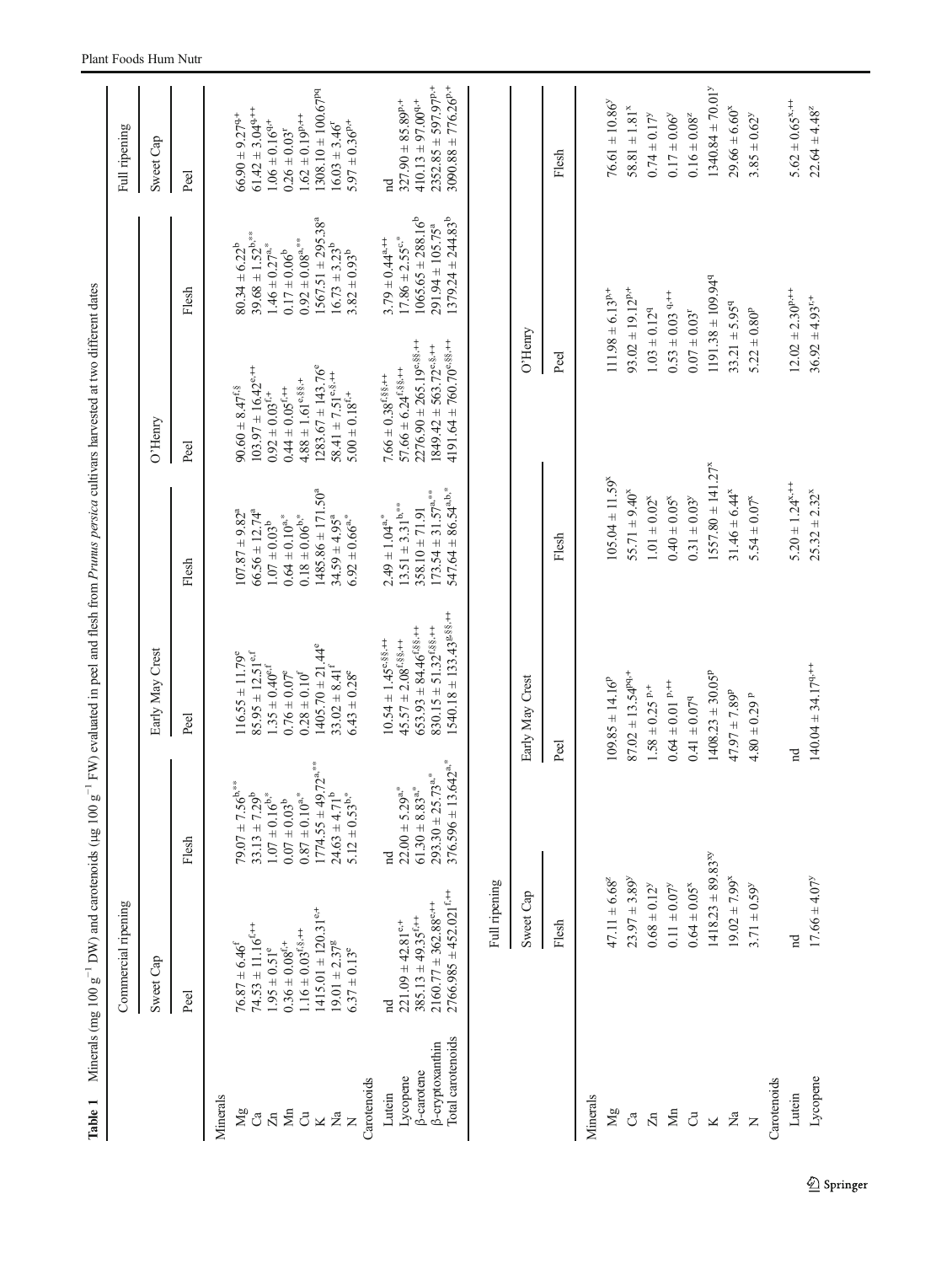**Table 1** Minerals (mg 100 g$^{-1}$ DW) and carotenoids (μg 100 g$^{-1}$ FW) evaluated in peel and flesh from *Prunus persica* cultivars harvested at two different dates

| | Commercial ripening | | | | | | Full ripening |
|---|---|---|---|---|---|---|---|
| | Sweet Cap | | Early May Crest | | O'Henry | | Sweet Cap |
| | Peel | Flesh | Peel | Flesh | Peel | Flesh | Peel |
| Minerals | | | | | | | |
| Mg | 76.87 ± 6.46$^{f}$ | 79.07 ± 7.56$^{b,**}$ | 116.55 ± 11.79$^{e}$ | 107.87 ± 9.82$^{a}$ | 90.60 ± 8.47$^{f,§}$ | 80.34 ± 6.22$^{b}$ | 66.90 ± 9.27$^{q,+}$ |
| Ca | 74.53 ± 11.16$^{f,++}$ | 33.13 ± 7.29$^{b}$ | 85.95 ± 12.51$^{e,f}$ | 66.56 ± 12.74$^{a}$ | 103.97 ± 16.42$^{e,++}$ | 39.68 ± 1.52$^{b,**}$ | 61.42 ± 3.04$^{q,++}$ |
| Zn | 1.95 ± 0.51$^{e}$ | 1.07 ± 0.16$^{b,*}$ | 1.35 ± 0.40$^{e,f}$ | 1.07 ± 0.03$^{b}$ | 0.92 ± 0.03$^{f,+}$ | 1.46 ± 0.27$^{a,*}$ | 1.06 ± 0.16$^{q,+}$ |
| Mn | 0.36 ± 0.08$^{f,+}$ | 0.07 ± 0.03$^{b}$ | 0.76 ± 0.07$^{e}$ | 0.64 ± 0.10$^{a,*}$ | 0.44 ± 0.05$^{f,++}$ | 0.17 ± 0.06$^{b}$ | 0.26 ± 0.03$^{r}$ |
| Cu | 1.16 ± 0.03$^{f,§,++}$ | 0.87 ± 0.10$^{a,*}$ | 0.28 ± 0.10$^{f}$ | 0.18 ± 0.06$^{b,*}$ | 4.88 ± 1.61$^{e,§§,+}$ | 0.92 ± 0.08$^{a,**}$ | 1.62 ± 0.19$^{p,++}$ |
| K | 1415.01 ± 120.31$^{e,+}$ | 1774.55 ± 49.72$^{a,**}$ | 1405.70 ± 21.44$^{e}$ | 1485.86 ± 171.50$^{a}$ | 1283.67 ± 143.76$^{e}$ | 1567.51 ± 295.38$^{a}$ | 1308.10 ± 100.67$^{pq}$ |
| Na | 19.01 ± 2.37$^{g}$ | 24.63 ± 4.71$^{b}$ | 33.02 ± 8.41$^{f}$ | 34.59 ± 4.95$^{a}$ | 58.41 ± 7.51$^{e,§,++}$ | 16.73 ± 3.23$^{b}$ | 16.03 ± 3.46$^{r}$ |
| N | 6.37 ± 0.13$^{e}$ | 5.12 ± 0.53$^{b,*}$ | 6.43 ± 0.28$^{e}$ | 6.92 ± 0.66$^{a,*}$ | 5.00 ± 0.18$^{f,+}$ | 3.82 ± 0.93$^{b}$ | 5.97 ± 0.36$^{p,+}$ |
| Carotenoids | | | | | | | |
| Lutein | nd | nd | 10.54 ± 1.45$^{e,§§,++}$ | 2.49 ± 1.04$^{a,*}$ | 7.66 ± 0.38$^{f,§§,++}$ | 3.79 ± 0.44$^{a,++}$ | nd |
| Lycopene | 221.09 ± 42.81$^{e,+}$ | 22.00 ± 5.29$^{a,*}$ | 45.57 ± 2.08$^{f,§§,++}$ | 13.51 ± 3.31$^{b,**}$ | 57.66 ± 6.24$^{f,§§,++}$ | 17.86 ± 2.55$^{c,*}$ | 327.90 ± 85.89$^{p,+}$ |
| β-carotene | 385.13 ± 49.35$^{f,++}$ | 61.30 ± 8.83$^{a,*}$ | 653.93 ± 84.46$^{f,§§,++}$ | 358.10 ± 71.91 | 2276.90 ± 265.19$^{e,§§,++}$ | 1065.65 ± 288.16$^{b}$ | 410.13 ± 97.00$^{q,+}$ |
| β-cryptoxanthin | 2160.77 ± 362.88$^{e,++}$ | 293.30 ± 25.73$^{a,*}$ | 830.15 ± 51.32$^{f,§§,++}$ | 173.54 ± 31.57$^{a,**}$ | 1849.42 ± 563.72$^{e,§,++}$ | 291.94 ± 105.75$^{a}$ | 2352.85 ± 597.97$^{p,+}$ |
| Total carotenoids | 2766.985 ± 452.021$^{f,++}$ | 376.596 ± 13.642$^{a,*}$ | 1540.18 ± 133.43$^{g,§§,++}$ | 547.64 ± 86.54$^{a,b,*}$ | 4191.64 ± 760.70$^{e,§§,++}$ | 1379.24 ± 244.83$^{b}$ | 3090.88 ± 776.26$^{p,+}$ |

| | Full ripening | | | | | |
|---|---|---|---|---|---|---|
| | Sweet Cap | Early May Crest | | O'Henry | | |
| | Flesh | Peel | Flesh | Peel | Flesh | |
| Minerals | | | | | | |
| Mg | 47.11 ± 6.68$^{z}$ | 109.85 ± 14.16$^{p}$ | 105.04 ± 11.59$^{x}$ | 111.98 ± 6.13$^{p,+}$ | 76.61 ± 10.86$^{y}$ | |
| Ca | 23.97 ± 3.89$^{y}$ | 87.02 ± 13.54$^{pq,+}$ | 55.71 ± 9.40$^{x}$ | 93.02 ± 19.12$^{p,+}$ | 58.81 ± 1.81$^{x}$ | |
| Zn | 0.68 ± 0.12$^{y}$ | 1.58 ± 0.25$^{p,+}$ | 1.01 ± 0.02$^{x}$ | 1.03 ± 0.12$^{q}$ | 0.74 ± 0.17$^{y}$ | |
| Mn | 0.11 ± 0.07$^{y}$ | 0.64 ± 0.01$^{p,++}$ | 0.40 ± 0.05$^{x}$ | 0.53 ± 0.03$^{q,++}$ | 0.17 ± 0.06$^{y}$ | |
| Cu | 0.64 ± 0.05$^{x}$ | 0.41 ± 0.07$^{q}$ | 0.31 ± 0.03$^{y}$ | 0.07 ± 0.03$^{r}$ | 0.16 ± 0.08$^{z}$ | |
| K | 1418.23 ± 89.83$^{xy}$ | 1408.23 ± 30.05$^{p}$ | 1557.80 ± 141.27$^{x}$ | 1191.38 ± 109.94$^{q}$ | 1340.84 ± 70.01$^{y}$ | |
| Na | 19.02 ± 7.99$^{x}$ | 47.97 ± 7.89$^{p}$ | 31.46 ± 6.44$^{x}$ | 33.21 ± 5.95$^{q}$ | 29.66 ± 6.60$^{x}$ | |
| N | 3.71 ± 0.59$^{y}$ | 4.80 ± 0.29$^{p}$ | 5.54 ± 0.07$^{x}$ | 5.22 ± 0.80$^{p}$ | 3.85 ± 0.62$^{y}$ | |
| Carotenoids | | | | | | |
| Lutein | nd | nd | 5.20 ± 1.24$^{x,++}$ | 12.02 ± 2.30$^{p,++}$ | 5.62 ± 0.65$^{x,++}$ | |
| Lycopene | 17.66 ± 4.07$^{y}$ | 140.04 ± 34.17$^{q,++}$ | 25.32 ± 2.32$^{x}$ | 36.92 ± 4.93$^{r,+}$ | 22.64 ± 4.48$^{z}$ | |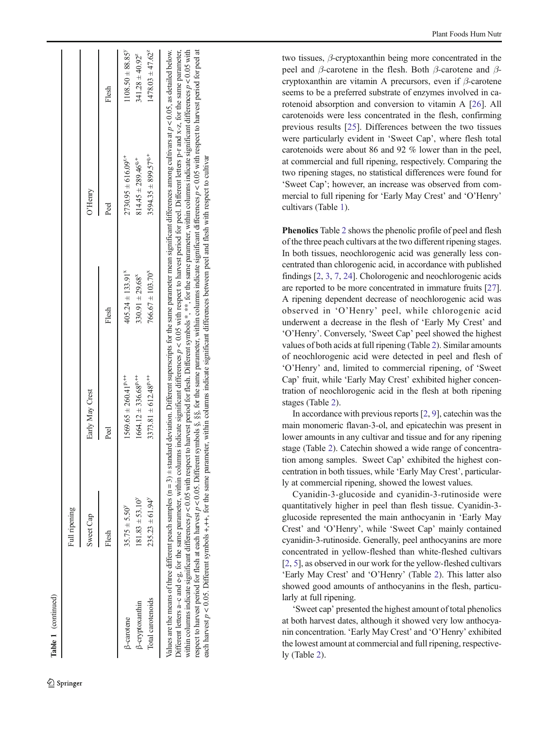**Table 1** (continued)

| | Full ripening | | | | | |
|---|---|---|---|---|---|---|
| | Sweet Cap | Early May Crest | | O'Henry | | |
| | Flesh | Peel | Flesh | Peel | Flesh | |
| β-carotene | $35.75 \pm 5.50^{y}$ | $1569.65 \pm 260.41^{p,++}$ | $405.24 \pm 133.91^{x}$ | $2730.95 \pm 616.09^{r,+}$ | $1108.50 \pm 88.85^{y}$ | |
| β-cryptoxanthin | $181.83 \pm 53.10^{y}$ | $1664.12 \pm 336.68^{p,++}$ | $330.91 \pm 29.68^{x}$ | $814.45 \pm 289.46^{q,+}$ | $341.28 \pm 40.92^{z}$ | |
| Total carotenoids | $235.23 \pm 61.94^{y}$ | $3373.81 \pm 612.48^{p,++}$ | $766.67 \pm 103.70^{x}$ | $3594.35 \pm 899.57^{q,+}$ | $1478.03 \pm 47.62^{z}$ | |

Values are the means of three different peach samples (n = 3) ± standard deviation. Different superscripts for the same parameter mean significant differences among cultivars at $p < 0.05$, as detailed below. Different letters a–c and e-g, for the same parameter, within columns indicate significant differences $p < 0.05$ with respect to harvest period for peel. Different letters p-r and x-z, for the same parameter, within columns indicate significant differences $p < 0.05$ with respect to harvest period for flesh. Different symbols *, **, for the same parameter, within columns indicate significant differences $p < 0.05$ with respect to harvest period for flesh at each harvest $p < 0.05$. Different symbols §, §§, for the same parameter, within columns indicate significant differences $p < 0.05$ with respect to harvest period for peel at each harvest $p < 0.05$. Different symbols +,++, for the same parameter, within columns indicate significant differences between peel and flesh with respect to cultivar

two tissues, β-cryptoxanthin being more concentrated in the peel and β-carotene in the flesh. Both β-carotene and β-cryptoxanthin are vitamin A precursors, even if β-carotene seems to be a preferred substrate of enzymes involved in carotenoid absorption and conversion to vitamin A [26]. All carotenoids were less concentrated in the flesh, confirming previous results [25]. Differences between the two tissues were particularly evident in 'Sweet Cap', where flesh total carotenoids were about 86 and 92 % lower than in the peel, at commercial and full ripening, respectively. Comparing the two ripening stages, no statistical differences were found for 'Sweet Cap'; however, an increase was observed from commercial to full ripening for 'Early May Crest' and 'O'Henry' cultivars (Table 1).

**Phenolics** Table 2 shows the phenolic profile of peel and flesh of the three peach cultivars at the two different ripening stages. In both tissues, neochlorogenic acid was generally less concentrated than chlorogenic acid, in accordance with published findings [2, 3, 7, 24]. Cholorogenic and neochlorogenic acids are reported to be more concentrated in immature fruits [27]. A ripening dependent decrease of neochlorogenic acid was observed in 'O'Henry' peel, while chlorogenic acid underwent a decrease in the flesh of 'Early My Crest' and 'O'Henry'. Conversely, 'Sweet Cap' peel showed the highest values of both acids at full ripening (Table 2). Similar amounts of neochlorogenic acid were detected in peel and flesh of 'O'Henry' and, limited to commercial ripening, of 'Sweet Cap' fruit, while 'Early May Crest' exhibited higher concentration of neochlorogenic acid in the flesh at both ripening stages (Table 2).

In accordance with previous reports [2, 9], catechin was the main monomeric flavan-3-ol, and epicatechin was present in lower amounts in any cultivar and tissue and for any ripening stage (Table 2). Catechin showed a wide range of concentration among samples. Sweet Cap' exhibited the highest concentration in both tissues, while 'Early May Crest', particularly at commercial ripening, showed the lowest values.

Cyanidin-3-glucoside and cyanidin-3-rutinoside were quantitatively higher in peel than flesh tissue. Cyanidin-3-glucoside represented the main anthocyanin in 'Early May Crest' and 'O'Henry', while 'Sweet Cap' mainly contained cyanidin-3-rutinoside. Generally, peel anthocyanins are more concentrated in yellow-fleshed than white-fleshed cultivars [2, 5], as observed in our work for the yellow-fleshed cultivars 'Early May Crest' and 'O'Henry' (Table 2). This latter also showed good amounts of anthocyanins in the flesh, particularly at full ripening.

'Sweet cap' presented the highest amount of total phenolics at both harvest dates, although it showed very low anthocyanin concentration. 'Early May Crest' and 'O'Henry' exhibited the lowest amount at commercial and full ripening, respectively (Table 2).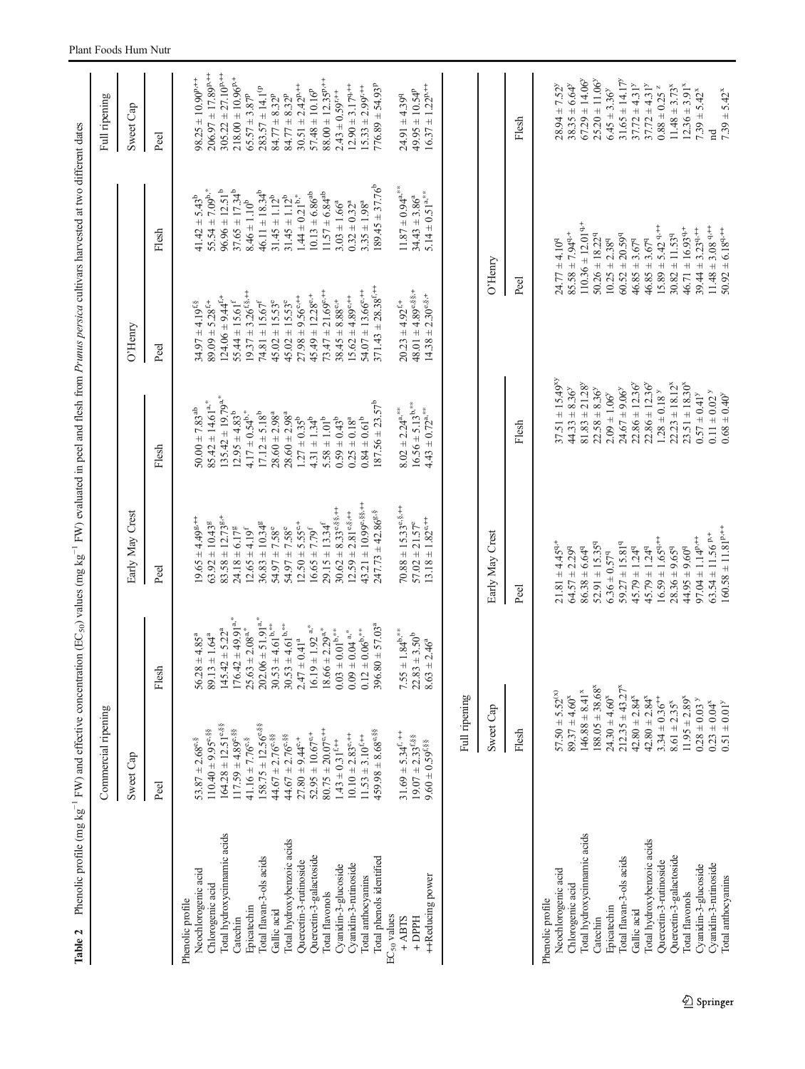**Table 2** Phenolic profile (mg kg$^{-1}$ FW) and effective concentration ($EC_{50}$) values (mg kg$^{-1}$ FW) evaluated in peel and flesh from *Prunus persica* cultivars harvested at two different dates

| | Commercial ripening | | | | | | Full ripening |
|---|---|---|---|---|---|---|---|
| | Sweet Cap | | Early May Crest | | O'Henry | | Sweet Cap |
| | Peel | Flesh | Peel | Flesh | Peel | Flesh | Peel |
| Phenolic profile | | | | | | | |
| Neochlorogenic acid | 53.87 ± 2.68$^{c,\S}$ | 56.28 ± 4.85$^{a}$ | 19.65 ± 4.49$^{g,++}$ | 50.00 ± 7.83$^{ab}$ | 34.97 ± 4.19$^{f,\S}$ | 41.42 ± 5.43$^{b}$ | 98.25 ± 10.90$^{p,++}$ |
| Chlorogenic acid | 110.40 ± 9.95$^{e,\S\S}$ | 89.13 ± 1.64$^{a}$ | 63.92 ± 10.43$^{g}$ | 85.42 ± 14.61$^{a,*}$ | 89.09 ± 5.28$^{f,+}$ | 55.54 ± 7.09$^{b,*}$ | 206.97 ± 17.89$^{p,++}$ |
| Total hydroxycinnamic acids | 164.28 ± 12.51$^{e,\S\S}$ | 145.42 ± 5.22$^{a}$ | 83.58 ± 12.73$^{g,+}$ | 135.42 ± 19.79$^{a,*}$ | 124.06 ± 9.44$^{f,+}$ | 96.96 ± 12.51$^{b}$ | 305.22 ± 27.10$^{p,++}$ |
| Catechin | 117.59 ± 4.89$^{e,\S\S}$ | 176.42 ± 49.91$^{a,*}$ | 24.18 ± 6.17$^{g}$ | 12.95 ± 4.83$^{b}$ | 55.44 ± 15.61$^{f}$ | 37.65 ± 17.34$^{b}$ | 218.00 ± 10.96$^{p,+}$ |
| Epicatechin | 41.16 ± 7.76$^{e,\S}$ | 25.63 ± 2.08$^{a,*}$ | 12.65 ± 4.19$^{f}$ | 4.17 ± 0.54$^{b,*}$ | 19.37 ± 3.26$^{f,\S,++}$ | 8.46 ± 1.10$^{b}$ | 65.57 ± 3.87$^{p}$ |
| Total flavan-3-ols acids | 158.75 ± 12.56$^{e,\S\S}$ | 202.06 ± 51.91$^{a,*}$ | 36.83 ± 10.34$^{g}$ | 17.12 ± 5.18$^{b}$ | 74.81 ± 15.67$^{f}$ | 46.11 ± 18.34$^{b}$ | 283.57 ± 14.1$^{tp}$ |
| Gallic acid | 44.67 ± 2.76$^{e,\S\S}$ | 30.53 ± 4.61$^{b,**}$ | 54.97 ± 7.58$^{e}$ | 28.60 ± 2.98$^{a}$ | 45.02 ± 15.53$^{e}$ | 31.45 ± 1.12$^{b}$ | 84.77 ± 8.32$^{p}$ |
| Total hydroxybenzoic acids | 44.67 ± 2.76$^{e,\S\S}$ | 30.53 ± 4.61$^{b,**}$ | 54.97 ± 7.58$^{e}$ | 28.60 ± 2.98$^{a}$ | 45.02 ± 15.53$^{e}$ | 31.45 ± 1.12$^{b}$ | 84.77 ± 8.32$^{p}$ |
| Quercetin-3-rutinoside | 27.80 ± 9.44$^{e,+}$ | 2.47 ± 0.41$^{a}$ | 12.50 ± 5.55$^{e,+}$ | 1.27 ± 0.35$^{b}$ | 27.98 ± 9.56$^{e,++}$ | 1.44 ± 0.21$^{b,*}$ | 30.51 ± 2.42$^{p,++}$ |
| Quercetin-3-galactoside | 52.95 ± 10.67$^{e,+}$ | 16.19 ± 1.92 $^{a,*}$ | 16.65 ± 7.79$^{f}$ | 4.31 ± 1.34$^{b}$ | 45.49 ± 12.28$^{e,+}$ | 10.13 ± 6.86$^{ab}$ | 57.48 ± 10.16$^{p}$ |
| Total flavonols | 80.75 ± 20.07$^{e,++}$ | 18.66 ± 2.29$^{a,*}$ | 29.15 ± 13.34$^{f}$ | 5.58 ± 1.01$^{b}$ | 73.47 ± 21.69$^{e,++}$ | 11.57 ± 6.84$^{ab}$ | 88.00 ± 12.35$^{p,++}$ |
| Cyanidin-3-glucoside | 1.43 ± 0.31$^{f,++}$ | 0.03 ± 0.01$^{b,**}$ | 30.62 ± 8.33$^{e,\S\S,++}$ | 0.59 ± 0.43$^{b}$ | 38.45 ± 8.88$^{e,+}$ | 3.03 ± 1.66$^{a}$ | 2.43 ± 0.59$^{r,++}$ |
| Cyanidin-3-rutinoside | 10.10 ± 2.83$^{e,++}$ | 0.09 ± 0.04 $^{a,*}$ | 12.59 ± 2.81$^{e,\S,++}$ | 0.25 ± 0.18$^{a}$ | 15.62 ± 4.89$^{e,++}$ | 0.32 ± 0.32$^{a}$ | 12.90 ± 3.17$^{q,++}$ |
| Total anthocyanins | 11.53 ± 3.10$^{f,++}$ | 0.12 ± 0.06$^{b,**}$ | 43.21 ± 10.99$^{e,\S\S,++}$ | 0.84 ± 0.61$^{b}$ | 54.07 ± 13.66$^{e,++}$ | 3.35 ± 1.98$^{a}$ | 15.33 ± 2.99$^{r,++}$ |
| Total phenols identified | 459.98 ± 8.68$^{e,\S\S}$ | 396.80 ± 57.03$^{a}$ | 247.73 ± 42.86$^{g,\S}$ | 187.56 ± 23.57$^{b}$ | 371.43 ± 28.38$^{f,++}$ | 189.45 ± 37.76$^{b}$ | 776.89 ± 54.93$^{p}$ |
| $EC_{50}$ values | | | | | | | |
| + ABTS | 31.69 ± 5.34$^{f,++}$ | 7.55 ± 1.84$^{b,**}$ | 70.88 ± 15.33$^{e,\S,++}$ | 8.02 ± 2.24$^{a,**}$ | 20.23 ± 4.92$^{f,+}$ | 11.87 ± 0.94$^{a,**}$ | 24.91 ± 4.39$^{q}$ |
| + DPPH | 19.07 ± 2.33$^{f,\S\S}$ | 22.83 ± 3.50$^{b}$ | 57.02 ± 21.57$^{e}$ | 16.56 ± 5.13$^{b,**}$ | 48.01 ± 4.89$^{e,\S\S,+}$ | 34.43 ± 3.86$^{a}$ | 49.95 ± 10.54$^{p}$ |
| ++Reducing power | 9.60 ± 0.59$^{f,\S\S}$ | 8.63 ± 2.46$^{a}$ | 13.18 ± 1.82$^{e,++}$ | 4.43 ± 0.72$^{a,**}$ | 14.38 ± 2.30$^{e,\S,+}$ | 5.14 ± 0.51$^{a,**}$ | 16.37 ± 1.22$^{p,++}$ |

| | Full ripening | | | | | |
|---|---|---|---|---|---|---|
| | Sweet Cap | Early May Crest | | O'Henry | | |
| | Flesh | Peel | Flesh | Peel | Flesh | Flesh |
| Phenolic profile | | | | | | |
| Neochlorogenic acid | 57.50 ± 5.52$^{(x)}$ | 21.81 ± 4.45$^{q,+}$ | 37.51 ± 15.49$^{xy}$ | 24.77 ± 4.10$^{q}$ | 28.94 ± 7.52$^{y}$ | |
| Chlorogenic acid | 89.37 ± 4.60$^{x}$ | 64.57 ± 2.29$^{q}$ | 44.33 ± 8.36$^{y}$ | 85.58 ± 7.94$^{q,+}$ | 38.35 ± 6.64$^{y}$ | |
| Total hydroxycinnamic acids | 146.88 ± 8.41$^{x}$ | 86.38 ± 6.64$^{q}$ | 81.83 ± 21.28$^{y}$ | 110.36 ± 12.01$^{q,+}$ | 67.29 ± 14.06$^{y}$ | |
| Catechin | 188.05 ± 38.68$^{x}$ | 52.91 ± 15.35$^{q}$ | 22.58 ± 8.36$^{y}$ | 50.26 ± 18.22$^{q}$ | 25.20 ± 11.06$^{y}$ | |
| Epicatechin | 24.30 ± 4.60$^{x}$ | 6.36 ± 0.57$^{q}$ | 2.09 ± 1.06$^{y}$ | 10.25 ± 2.38$^{q}$ | 6.45 ± 3.36$^{y}$ | |
| Total flavan-3-ols acids | 212.35 ± 43.27$^{x}$ | 59.27 ± 15.81$^{q}$ | 24.67 ± 9.06$^{y}$ | 60.52 ± 20.59$^{q}$ | 31.65 ± 14.17$^{y}$ | |
| Gallic acid | 42.80 ± 2.84$^{x}$ | 45.79 ± 1.24$^{q}$ | 22.86 ± 12.36$^{y}$ | 46.85 ± 3.67$^{q}$ | 37.72 ± 4.31$^{y}$ | |
| Total hydroxybenzoic acids | 42.80 ± 2.84$^{x}$ | 45.79 ± 1.24$^{q}$ | 22.86 ± 12.36$^{y}$ | 46.85 ± 3.67$^{q}$ | 37.72 ± 4.31$^{y}$ | |
| Quercetin-3-rutinoside | 3.34 ± 0.36$^{x,+}$ | 16.59 ± 1.65$^{q,++}$ | 1.28 ± 0.18 $^{y}$ | 15.89 ± 5.42 $^{q,++}$ | 0.88 ± 0.25 $^{z}$ | |
| Quercetin-3-galactoside | 8.61 ± 2.35$^{x}$ | 28.36 ± 9.65$^{q}$ | 22.23 ± 18.12$^{x}$ | 30.82 ± 11.53$^{q}$ | 11.48 ± 3.73$^{x}$ | |
| Total flavonols | 11.95 ± 2.89$^{x}$ | 44.95 ± 9.60$^{q}$ | 23.51 ± 18.30$^{x}$ | 46.71 ± 16.93$^{q,+}$ | 12.36 ± 3.91$^{x}$ | |
| Cyanidin-3-glucoside | 0.28 ± 0.03 $^{y}$ | 97.04 ± 1.14$^{p,++}$ | 0.57 ± 0.41$^{y}$ | 39.44 ± 3.23$^{q,++}$ | 7.39 ± 5.42$^{x}$ | |
| Cyanidin-3-rutinoside | 0.23 ± 0.04$^{x}$ | 63.54 ± 11.56 $^{p,+}$ | 0.11 ± 0.02 $^{y}$ | 11.48 ± 3.08 $^{q,++}$ | nd | |
| Total anthocyanins | 0.51 ± 0.01$^{y}$ | 160.58 ± 11.81$^{p,++}$ | 0.68 ± 0.40$^{y}$ | 50.92 ± 6.18$^{q,++}$ | 7.39 ± 5.42$^{x}$ | |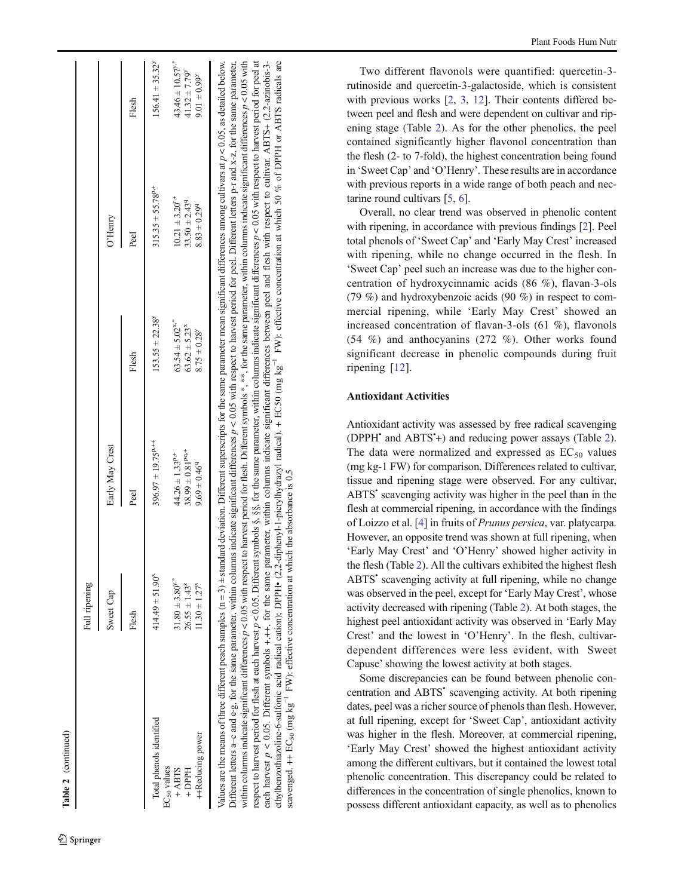**Table 2** (continued)

| | Full ripening | | | | | |
|---|---|---|---|---|---|---|
| | Sweet Cap | Early May Crest | | O'Henry | | |
| | Flesh | Peel | Flesh | Peel | Flesh | |
| Total phenols identified | 414.49 ± 51.90[x] | 396.97 ± 19.75[p,++] | 153.55 ± 22.38[y] | 315.35 ± 55.78[p,+] | 156.41 ± 35.32[y] | |
| $EC_{50}$ values | | | | | | |
| + ABTS | 31.80 ± 3.80[x,*] | 44.26 ± 1.33[p,+] | 63.54 ± 5.02[x,*] | 10.21 ± 3.20[r,+] | 43.46 ± 10.57[y,*] | |
| + DPPH | 26.55 ± 1.43[z] | 38.99 ± 0.81[pq,+] | 63.62 ± 5.23[x] | 33.50 ± 2.43[q] | 41.32 ± 7.79[y] | |
| ++Reducing power | 11.30 ± 1.27[x] | 9.69 ± 0.46[q] | 8.75 ± 0.28[y] | 8.83 ± 0.29[q] | 9.01 ± 0.99[y] | |

Values are the means of three different peach samples (n = 3) ± standard deviation. Different superscripts for the same parameter mean significant differences among cultivars at $p < 0.05$, as detailed below. Different letters a–c and e-g, for the same parameter, within columns indicate significant differences $p < 0.05$ with respect to harvest period for peel. Different letters p-r and x-z, for the same parameter, within columns indicate significant differences $p < 0.05$ with respect to harvest period for flesh. Different symbols *, **, for the same parameter, within columns indicate significant differences $p < 0.05$ with respect to harvest period for flesh at each harvest $p < 0.05$. Different symbols §, §§, for the same parameter, within columns indicate significant differences $p < 0.05$ with respect to harvest period for peel at each harvest $p < 0.05$. Different symbols +, ++, for the same parameter, within columns indicate significant differences between peel and flesh with respect to cultivar. ABTS+ (2,2-azinobis-3-ethylbenzothiazoline-6-sulfonic acid radical cation); DPPH• (2,2-diphenyl-1-picrylhydrazyl radical). + EC50 (mg kg$^{-1}$ FW): effective concentration at which 50 % of DPPH or ABTS radicals are scavenged. ++ $EC_{50}$ (mg kg$^{-1}$ FW): effective concentration at which the absorbance is 0.5

Two different flavonols were quantified: quercetin-3-rutinoside and quercetin-3-galactoside, which is consistent with previous works [2, 3, 12]. Their contents differed between peel and flesh and were dependent on cultivar and ripening stage (Table 2). As for the other phenolics, the peel contained significantly higher flavonol concentration than the flesh (2- to 7-fold), the highest concentration being found in 'Sweet Cap' and 'O'Henry'. These results are in accordance with previous reports in a wide range of both peach and nectarine round cultivars [5, 6].

Overall, no clear trend was observed in phenolic content with ripening, in accordance with previous findings [2]. Peel total phenols of 'Sweet Cap' and 'Early May Crest' increased with ripening, while no change occurred in the flesh. In 'Sweet Cap' peel such an increase was due to the higher concentration of hydroxycinnamic acids (86 %), flavan-3-ols (79 %) and hydroxybenzoic acids (90 %) in respect to commercial ripening, while 'Early May Crest' showed an increased concentration of flavan-3-ols (61 %), flavonols (54 %) and anthocyanins (272 %). Other works found significant decrease in phenolic compounds during fruit ripening [12].

### Antioxidant Activities

Antioxidant activity was assessed by free radical scavenging (DPPH• and ABTS•+) and reducing power assays (Table 2). The data were normalized and expressed as $EC_{50}$ values (mg kg-1 FW) for comparison. Differences related to cultivar, tissue and ripening stage were observed. For any cultivar, ABTS• scavenging activity was higher in the peel than in the flesh at commercial ripening, in accordance with the findings of Loizzo et al. [4] in fruits of *Prunus persica*, var. platycarpa. However, an opposite trend was shown at full ripening, when 'Early May Crest' and 'O'Henry' showed higher activity in the flesh (Table 2). All the cultivars exhibited the highest flesh ABTS• scavenging activity at full ripening, while no change was observed in the peel, except for 'Early May Crest', whose activity decreased with ripening (Table 2). At both stages, the highest peel antioxidant activity was observed in 'Early May Crest' and the lowest in 'O'Henry'. In the flesh, cultivar-dependent differences were less evident, with Sweet Capuse' showing the lowest activity at both stages.

Some discrepancies can be found between phenolic concentration and ABTS• scavenging activity. At both ripening dates, peel was a richer source of phenols than flesh. However, at full ripening, except for 'Sweet Cap', antioxidant activity was higher in the flesh. Moreover, at commercial ripening, 'Early May Crest' showed the highest antioxidant activity among the different cultivars, but it contained the lowest total phenolic concentration. This discrepancy could be related to differences in the concentration of single phenolics, known to possess different antioxidant capacity, as well as to phenolics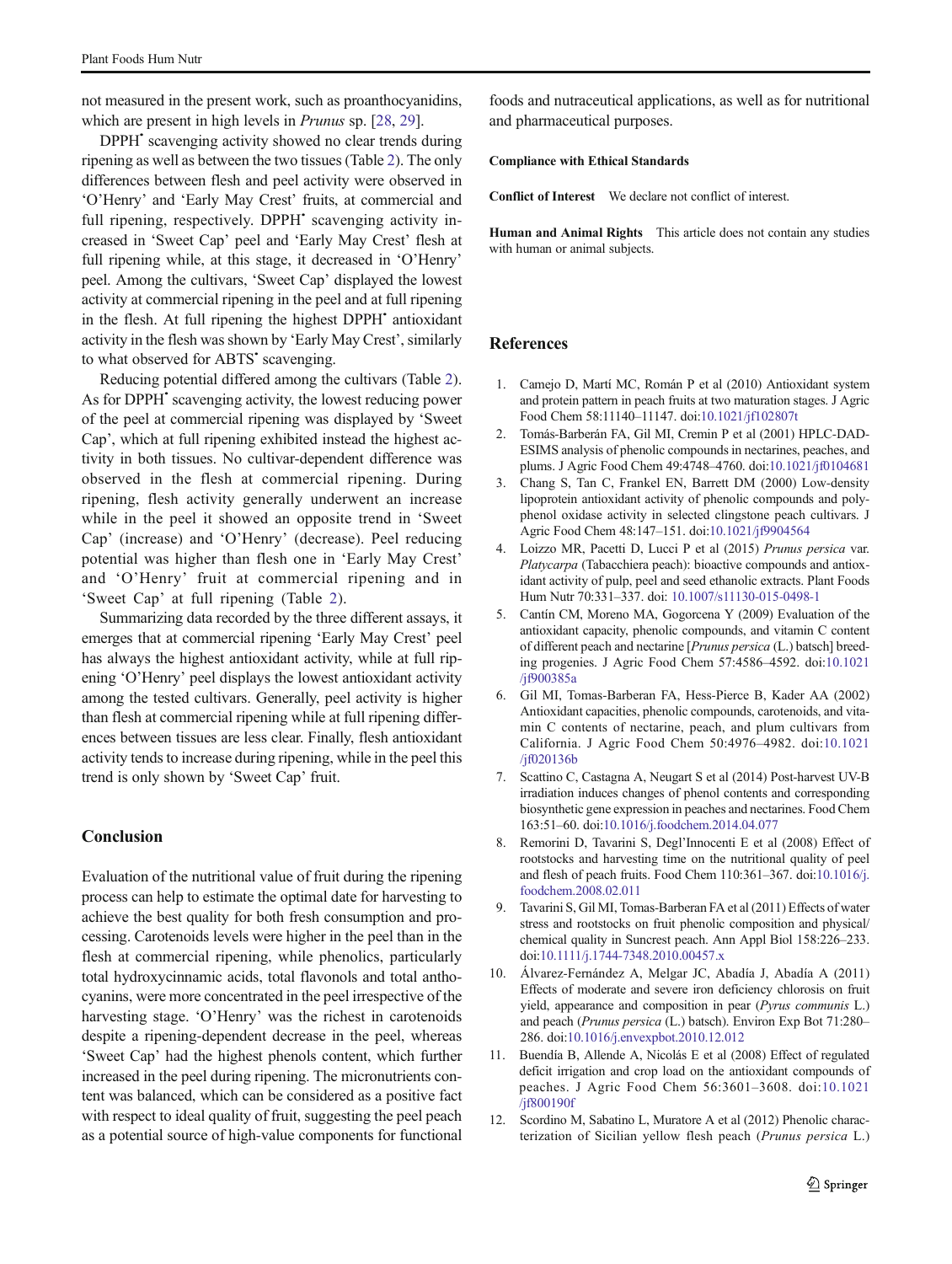not measured in the present work, such as proanthocyanidins, which are present in high levels in *Prunus* sp. [28, 29].

DPPH$^{•}$ scavenging activity showed no clear trends during ripening as well as between the two tissues (Table 2). The only differences between flesh and peel activity were observed in 'O'Henry' and 'Early May Crest' fruits, at commercial and full ripening, respectively. DPPH$^{•}$ scavenging activity increased in 'Sweet Cap' peel and 'Early May Crest' flesh at full ripening while, at this stage, it decreased in 'O'Henry' peel. Among the cultivars, 'Sweet Cap' displayed the lowest activity at commercial ripening in the peel and at full ripening in the flesh. At full ripening the highest DPPH$^{•}$ antioxidant activity in the flesh was shown by 'Early May Crest', similarly to what observed for ABTS$^{•}$ scavenging.

Reducing potential differed among the cultivars (Table 2). As for DPPH$^{•}$ scavenging activity, the lowest reducing power of the peel at commercial ripening was displayed by 'Sweet Cap', which at full ripening exhibited instead the highest activity in both tissues. No cultivar-dependent difference was observed in the flesh at commercial ripening. During ripening, flesh activity generally underwent an increase while in the peel it showed an opposite trend in 'Sweet Cap' (increase) and 'O'Henry' (decrease). Peel reducing potential was higher than flesh one in 'Early May Crest' and 'O'Henry' fruit at commercial ripening and in 'Sweet Cap' at full ripening (Table 2).

Summarizing data recorded by the three different assays, it emerges that at commercial ripening 'Early May Crest' peel has always the highest antioxidant activity, while at full ripening 'O'Henry' peel displays the lowest antioxidant activity among the tested cultivars. Generally, peel activity is higher than flesh at commercial ripening while at full ripening differences between tissues are less clear. Finally, flesh antioxidant activity tends to increase during ripening, while in the peel this trend is only shown by 'Sweet Cap' fruit.

## Conclusion

Evaluation of the nutritional value of fruit during the ripening process can help to estimate the optimal date for harvesting to achieve the best quality for both fresh consumption and processing. Carotenoids levels were higher in the peel than in the flesh at commercial ripening, while phenolics, particularly total hydroxycinnamic acids, total flavonols and total anthocyanins, were more concentrated in the peel irrespective of the harvesting stage. 'O'Henry' was the richest in carotenoids despite a ripening-dependent decrease in the peel, whereas 'Sweet Cap' had the highest phenols content, which further increased in the peel during ripening. The micronutrients content was balanced, which can be considered as a positive fact with respect to ideal quality of fruit, suggesting the peel peach as a potential source of high-value components for functional foods and nutraceutical applications, as well as for nutritional and pharmaceutical purposes.

**Compliance with Ethical Standards**

**Conflict of Interest** We declare not conflict of interest.

**Human and Animal Rights** This article does not contain any studies with human or animal subjects.

## References

1. Camejo D, Martí MC, Román P et al (2010) Antioxidant system and protein pattern in peach fruits at two maturation stages. J Agric Food Chem 58:11140–11147. doi:10.1021/jf102807t
2. Tomás-Barberán FA, Gil MI, Cremin P et al (2001) HPLC-DAD-ESIMS analysis of phenolic compounds in nectarines, peaches, and plums. J Agric Food Chem 49:4748–4760. doi:10.1021/jf0104681
3. Chang S, Tan C, Frankel EN, Barrett DM (2000) Low-density lipoprotein antioxidant activity of phenolic compounds and polyphenol oxidase activity in selected clingstone peach cultivars. J Agric Food Chem 48:147–151. doi:10.1021/jf9904564
4. Loizzo MR, Pacetti D, Lucci P et al (2015) *Prunus persica* var. *Platycarpa* (Tabacchiera peach): bioactive compounds and antioxidant activity of pulp, peel and seed ethanolic extracts. Plant Foods Hum Nutr 70:331–337. doi: 10.1007/s11130-015-0498-1
5. Cantín CM, Moreno MA, Gogorcena Y (2009) Evaluation of the antioxidant capacity, phenolic compounds, and vitamin C content of different peach and nectarine [*Prunus persica* (L.) batsch] breeding progenies. J Agric Food Chem 57:4586–4592. doi:10.1021/jf900385a
6. Gil MI, Tomas-Barberan FA, Hess-Pierce B, Kader AA (2002) Antioxidant capacities, phenolic compounds, carotenoids, and vitamin C contents of nectarine, peach, and plum cultivars from California. J Agric Food Chem 50:4976–4982. doi:10.1021/jf020136b
7. Scattino C, Castagna A, Neugart S et al (2014) Post-harvest UV-B irradiation induces changes of phenol contents and corresponding biosynthetic gene expression in peaches and nectarines. Food Chem 163:51–60. doi:10.1016/j.foodchem.2014.04.077
8. Remorini D, Tavarini S, Degl'Innocenti E et al (2008) Effect of rootstocks and harvesting time on the nutritional quality of peel and flesh of peach fruits. Food Chem 110:361–367. doi:10.1016/j.foodchem.2008.02.011
9. Tavarini S, Gil MI, Tomas-Barberan FA et al (2011) Effects of water stress and rootstocks on fruit phenolic composition and physical/chemical quality in Suncrest peach. Ann Appl Biol 158:226–233. doi:10.1111/j.1744-7348.2010.00457.x
10. Álvarez-Fernández A, Melgar JC, Abadía J, Abadía A (2011) Effects of moderate and severe iron deficiency chlorosis on fruit yield, appearance and composition in pear (*Pyrus communis* L.) and peach (*Prunus persica* (L.) batsch). Environ Exp Bot 71:280–286. doi:10.1016/j.envexpbot.2010.12.012
11. Buendía B, Allende A, Nicolás E et al (2008) Effect of regulated deficit irrigation and crop load on the antioxidant compounds of peaches. J Agric Food Chem 56:3601–3608. doi:10.1021/jf800190f
12. Scordino M, Sabatino L, Muratore A et al (2012) Phenolic characterization of Sicilian yellow flesh peach (*Prunus persica* L.)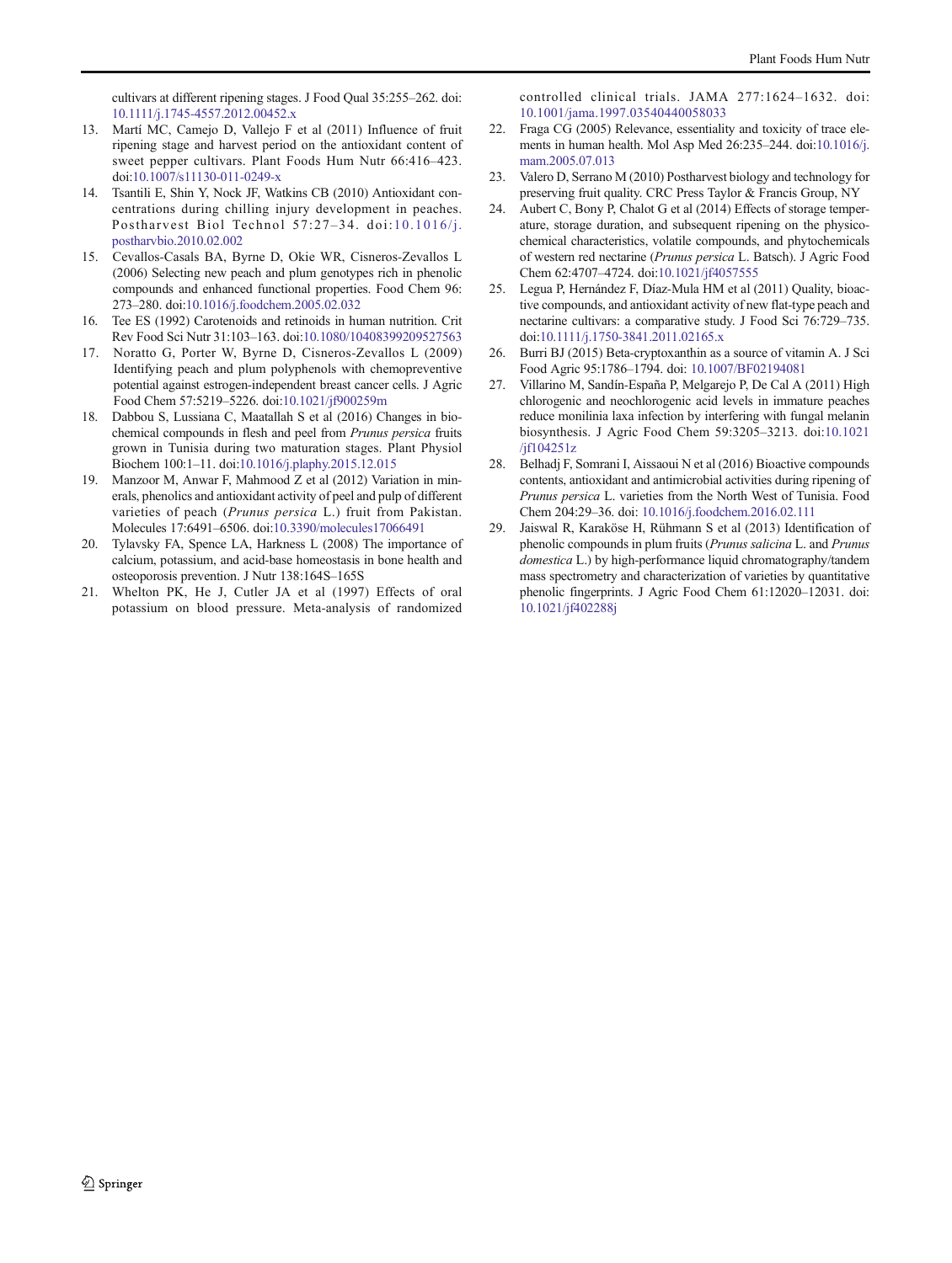cultivars at different ripening stages. J Food Qual 35:255–262. doi: 10.1111/j.1745-4557.2012.00452.x

13. Martí MC, Camejo D, Vallejo F et al (2011) Influence of fruit ripening stage and harvest period on the antioxidant content of sweet pepper cultivars. Plant Foods Hum Nutr 66:416–423. doi:10.1007/s11130-011-0249-x
14. Tsantili E, Shin Y, Nock JF, Watkins CB (2010) Antioxidant concentrations during chilling injury development in peaches. Postharvest Biol Technol 57:27–34. doi:10.1016/j.postharvbio.2010.02.002
15. Cevallos-Casals BA, Byrne D, Okie WR, Cisneros-Zevallos L (2006) Selecting new peach and plum genotypes rich in phenolic compounds and enhanced functional properties. Food Chem 96: 273–280. doi:10.1016/j.foodchem.2005.02.032
16. Tee ES (1992) Carotenoids and retinoids in human nutrition. Crit Rev Food Sci Nutr 31:103–163. doi:10.1080/10408399209527563
17. Noratto G, Porter W, Byrne D, Cisneros-Zevallos L (2009) Identifying peach and plum polyphenols with chemopreventive potential against estrogen-independent breast cancer cells. J Agric Food Chem 57:5219–5226. doi:10.1021/jf900259m
18. Dabbou S, Lussiana C, Maatallah S et al (2016) Changes in biochemical compounds in flesh and peel from *Prunus persica* fruits grown in Tunisia during two maturation stages. Plant Physiol Biochem 100:1–11. doi:10.1016/j.plaphy.2015.12.015
19. Manzoor M, Anwar F, Mahmood Z et al (2012) Variation in minerals, phenolics and antioxidant activity of peel and pulp of different varieties of peach (*Prunus persica* L.) fruit from Pakistan. Molecules 17:6491–6506. doi:10.3390/molecules17066491
20. Tylavsky FA, Spence LA, Harkness L (2008) The importance of calcium, potassium, and acid-base homeostasis in bone health and osteoporosis prevention. J Nutr 138:164S–165S
21. Whelton PK, He J, Cutler JA et al (1997) Effects of oral potassium on blood pressure. Meta-analysis of randomized controlled clinical trials. JAMA 277:1624–1632. doi: 10.1001/jama.1997.03540440058033
22. Fraga CG (2005) Relevance, essentiality and toxicity of trace elements in human health. Mol Asp Med 26:235–244. doi:10.1016/j.mam.2005.07.013
23. Valero D, Serrano M (2010) Postharvest biology and technology for preserving fruit quality. CRC Press Taylor & Francis Group, NY
24. Aubert C, Bony P, Chalot G et al (2014) Effects of storage temperature, storage duration, and subsequent ripening on the physicochemical characteristics, volatile compounds, and phytochemicals of western red nectarine (*Prunus persica* L. Batsch). J Agric Food Chem 62:4707–4724. doi:10.1021/jf4057555
25. Legua P, Hernández F, Díaz-Mula HM et al (2011) Quality, bioactive compounds, and antioxidant activity of new flat-type peach and nectarine cultivars: a comparative study. J Food Sci 76:729–735. doi:10.1111/j.1750-3841.2011.02165.x
26. Burri BJ (2015) Beta-cryptoxanthin as a source of vitamin A. J Sci Food Agric 95:1786–1794. doi: 10.1007/BF02194081
27. Villarino M, Sandín-España P, Melgarejo P, De Cal A (2011) High chlorogenic and neochlorogenic acid levels in immature peaches reduce monilinia laxa infection by interfering with fungal melanin biosynthesis. J Agric Food Chem 59:3205–3213. doi:10.1021/jf104251z
28. Belhadj F, Somrani I, Aissaoui N et al (2016) Bioactive compounds contents, antioxidant and antimicrobial activities during ripening of *Prunus persica* L. varieties from the North West of Tunisia. Food Chem 204:29–36. doi: 10.1016/j.foodchem.2016.02.111
29. Jaiswal R, Karaköse H, Rühmann S et al (2013) Identification of phenolic compounds in plum fruits (*Prunus salicina* L. and *Prunus domestica* L.) by high-performance liquid chromatography/tandem mass spectrometry and characterization of varieties by quantitative phenolic fingerprints. J Agric Food Chem 61:12020–12031. doi: 10.1021/jf402288j